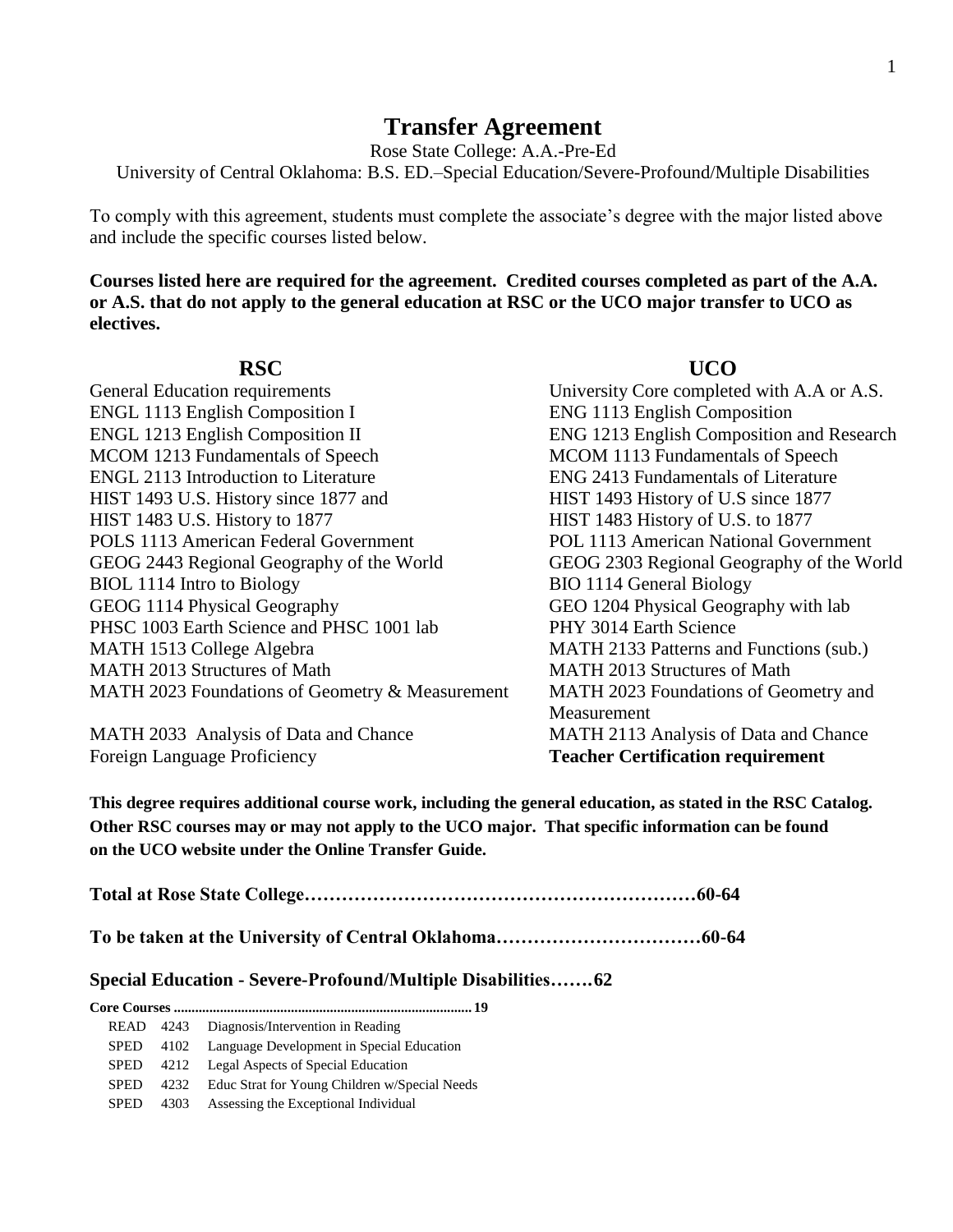# Transfer Agreement

Rose State College: A.A.-Pre-Ed

University of Central Oklahoma: B.S. ED.–Special Education/Severe-Profound/Multiple Disabilities

To comply with this agreement, students must complete the associate's degree with the major listed above and include the specific courses listed below.

**Courses listed here are required for the agreement. Credited courses completed as part of the A.A. or A.S. that do not apply to the general education at RSC or the UCO major transfer to UCO as electives.**

| RSC | UCO |
|---|---|
| General Education requirements | University Core completed with A.A or A.S. |
| ENGL 1113 English Composition I | ENG 1113 English Composition |
| ENGL 1213 English Composition II | ENG 1213 English Composition and Research |
| MCOM 1213 Fundamentals of Speech | MCOM 1113 Fundamentals of Speech |
| ENGL 2113 Introduction to Literature | ENG 2413 Fundamentals of Literature |
| HIST 1493 U.S. History since 1877 and | HIST 1493 History of U.S since 1877 |
| HIST 1483 U.S. History to 1877 | HIST 1483 History of U.S. to 1877 |
| POLS 1113 American Federal Government | POL 1113 American National Government |
| GEOG 2443 Regional Geography of the World | GEOG 2303 Regional Geography of the World |
| BIOL 1114 Intro to Biology | BIO 1114 General Biology |
| GEOG 1114 Physical Geography | GEO 1204 Physical Geography with lab |
| PHSC 1003 Earth Science and PHSC 1001 lab | PHY 3014 Earth Science |
| MATH 1513 College Algebra | MATH 2133 Patterns and Functions (sub.) |
| MATH 2013 Structures of Math | MATH 2013 Structures of Math |
| MATH 2023 Foundations of Geometry & Measurement | MATH 2023 Foundations of Geometry and Measurement |
| MATH 2033 Analysis of Data and Chance | MATH 2113 Analysis of Data and Chance |
| Foreign Language Proficiency | **Teacher Certification requirement** |

**This degree requires additional course work, including the general education, as stated in the RSC Catalog. Other RSC courses may or may not apply to the UCO major. That specific information can be found on the UCO website under the Online Transfer Guide.**

**Total at Rose State College……………………………………………………60-64**

**To be taken at the University of Central Oklahoma……………………………60-64**

### Special Education - Severe-Profound/Multiple Disabilities…….62

**Core Courses .................................................................................. 19**

| | | |
|---|---|---|
| READ | 4243 | Diagnosis/Intervention in Reading |
| SPED | 4102 | Language Development in Special Education |
| SPED | 4212 | Legal Aspects of Special Education |
| SPED | 4232 | Educ Strat for Young Children w/Special Needs |
| SPED | 4303 | Assessing the Exceptional Individual |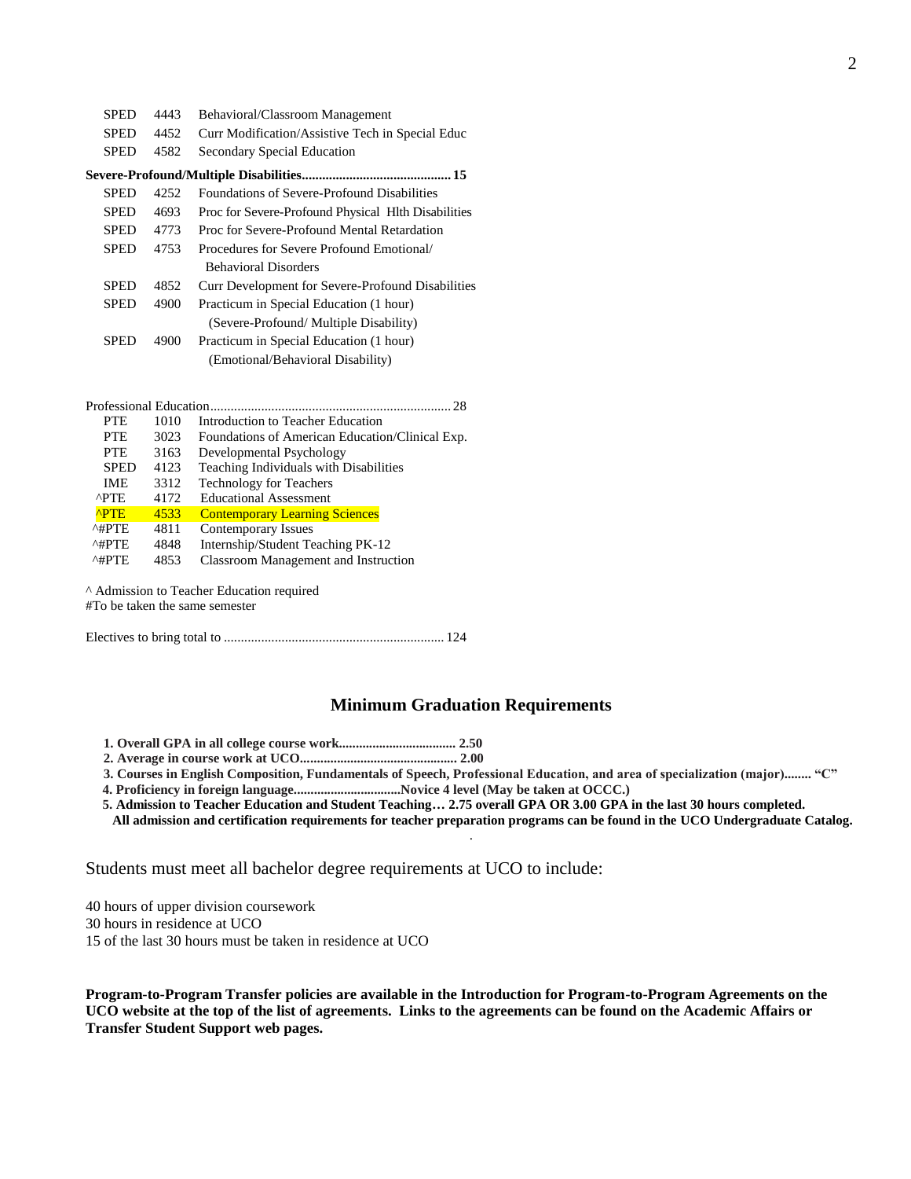| | | |
|---|---|---|
| SPED | 4443 | Behavioral/Classroom Management |
| SPED | 4452 | Curr Modification/Assistive Tech in Special Educ |
| SPED | 4582 | Secondary Special Education |

**Severe-Profound/Multiple Disabilities............................................ 15**

| | | |
|---|---|---|
| SPED | 4252 | Foundations of Severe-Profound Disabilities |
| SPED | 4693 | Proc for Severe-Profound Physical Hlth Disabilities |
| SPED | 4773 | Proc for Severe-Profound Mental Retardation |
| SPED | 4753 | Procedures for Severe Profound Emotional/ Behavioral Disorders |
| SPED | 4852 | Curr Development for Severe-Profound Disabilities |
| SPED | 4900 | Practicum in Special Education (1 hour) (Severe-Profound/ Multiple Disability) |
| SPED | 4900 | Practicum in Special Education (1 hour) (Emotional/Behavioral Disability) |

Professional Education....................................................................... 28

| | | |
|---|---|---|
| PTE | 1010 | Introduction to Teacher Education |
| PTE | 3023 | Foundations of American Education/Clinical Exp. |
| PTE | 3163 | Developmental Psychology |
| SPED | 4123 | Teaching Individuals with Disabilities |
| IME | 3312 | Technology for Teachers |
| ^PTE | 4172 | Educational Assessment |
| ^PTE | 4533 | Contemporary Learning Sciences |
| ^#PTE | 4811 | Contemporary Issues |
| ^#PTE | 4848 | Internship/Student Teaching PK-12 |
| ^#PTE | 4853 | Classroom Management and Instruction |

^ Admission to Teacher Education required
#To be taken the same semester

Electives to bring total to ................................................................ 124

## Minimum Graduation Requirements

1. **Overall GPA in all college course work................................... 2.50**
2. **Average in course work at UCO.............................................. 2.00**
3. **Courses in English Composition, Fundamentals of Speech, Professional Education, and area of specialization (major)........ "C"**
4. **Proficiency in foreign language................................Novice 4 level (May be taken at OCCC.)**
5. **Admission to Teacher Education and Student Teaching… 2.75 overall GPA OR 3.00 GPA in the last 30 hours completed.**
   **All admission and certification requirements for teacher preparation programs can be found in the UCO Undergraduate Catalog.**

Students must meet all bachelor degree requirements at UCO to include:

40 hours of upper division coursework
30 hours in residence at UCO
15 of the last 30 hours must be taken in residence at UCO

**Program-to-Program Transfer policies are available in the Introduction for Program-to-Program Agreements on the UCO website at the top of the list of agreements. Links to the agreements can be found on the Academic Affairs or Transfer Student Support web pages.**